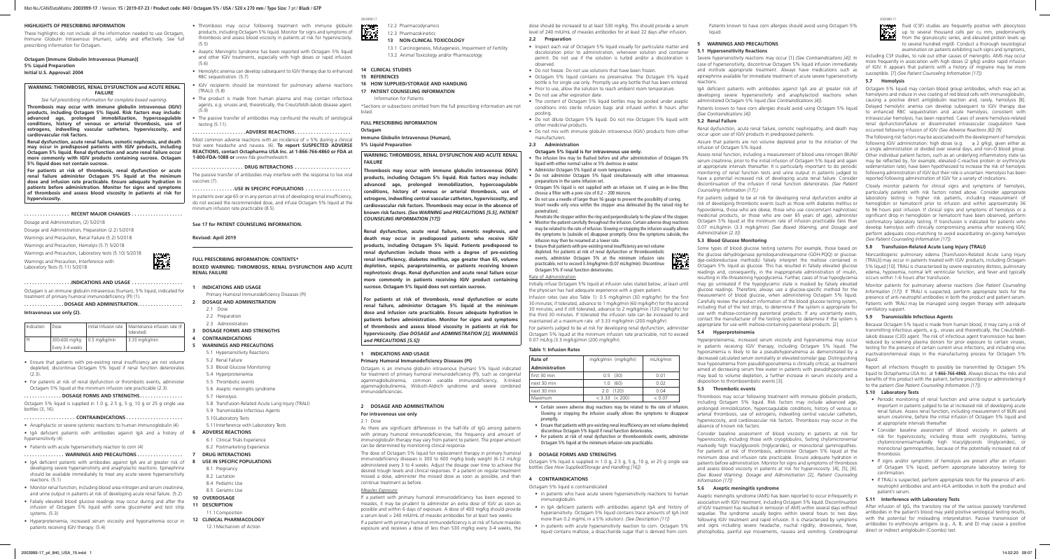## HIGHLIGHTS OF PRESCRIBING INFORMATION

These highlights do not include all the information needed to use Octagam, Immune Globulin Intravenous (Human), safely and effectively. See full prescribing information for Octagam.

**Octagam [Immune Globulin Intravenous (Human)]**
**5% Liquid Preparation**
**Initial U.S. Approval: 2004**

**WARNING: THROMBOSIS, RENAL DYSFUNCTION and ACUTE RENAL FAILURE**

*See full prescribing information for complete boxed warning.*

**Thrombosis may occur with immune globulin intravenous (IGIV) products, including Octagam 5% liquid. Risk factors may include: advanced age, prolonged immobilization, hypercoagulable conditions, history of venous or arterial thrombosis, use of estrogens, indwelling vascular catheters, hyperviscosity, and cardiovascular risk factors.**

**Renal dysfunction, acute renal failure, osmotic nephrosis, and death may occur in predisposed patients with IGIV products, including Octagam 5% liquid. Renal dysfunction and acute renal failure occur more commonly with IGIV products containing sucrose. Octagam 5% liquid does not contain sucrose.**

**For patients at risk of thrombosis, renal dysfunction or acute renal failure administer Octagam 5% liquid at the minimum dose and infusion rate practicable. Ensure adequate hydration in patients before administration. Monitor for signs and symptoms of thrombosis and assess blood viscosity in patients at risk for hyperviscosity.**

**RECENT MAJOR CHANGES**

Dosage and Administration, (2) 5/2018
Dosage and Administration, Preparation (2.2) 5/2018
Warnings and Precaution, Renal Failure (5.2) 5/2018
Warnings and Precaution, Hemolysis (5.7) 5/2018
Warnings and Precaution, Laboratory tests (5.10) 5/2018
Warnings and Precaution, Interference with Laboratory Tests (5.11) 5/2018

**INDICATIONS AND USAGE**

Octagam is an immune globulin intravenous (human), 5% liquid, indicated for treatment of primary humoral immunodeficiency (PI) (1).

**DOSAGE AND ADMINISTRATION**

**Intravenous use only (2).**

| Indication | Dose | Initial Infusion rate | Maintenance infusion rate (if tolerated) |
|---|---|---|---|
| PI | 300-600 mg/kg Every 3-4 weeks | 0.5 mg/kg/min | 3.33 mg/kg/min |

- Ensure that patients with pre-existing renal insufficiency are not volume depleted; discontinue Octagam 5% liquid if renal function deteriorates (2.3).
- For patients at risk of renal dysfunction or thrombotic events, administer Octagam 5% liquid at the minimum infusion rate practicable (2.3).

**DOSAGE FORMS AND STRENGTHS**

Octagam 5% liquid is supplied in 1.0 g, 2.5 g, 5 g, 10 g or 25 g single use bottles (3, 16).

**CONTRAINDICATIONS**

- Anaphylactic or severe systemic reactions to human immunoglobulin (4)
- IgA deficient patients with antibodies against IgA and a history of hypersensitivity (4)
- Patients with acute hypersensitivity reaction to corn (4)

**WARNINGS AND PRECAUTIONS**

- IgA deficient patients with antibodies against IgA are at greater risk of developing severe hypersensitivity and anaphylactic reactions. Epinephrine should be available immediately to treat any acute severe hypersensitivity reactions. (5.1)
- Monitor renal function, including blood urea nitrogen and serum creatinine, and urine output in patients at risk of developing acute renal failure. (5.2)
- Falsely elevated blood glucose readings may occur during and after the infusion of Octagam 5% liquid with some glucometer and test strip systems. (5.3)
- Hyperproteinemia, increased serum viscosity and hyponatremia occur in patients receiving IGIV therapy. (5.4)
- Thrombosis may occur following treatment with immune globulin products, including Octagam 5% liquid. Monitor for signs and symptoms of thrombosis and assess blood viscosity in patients at risk for hyperviscosity. (5.5)
- Aseptic Meningitis Syndrome has been reported with Octagam 5% liquid and other IGIV treatments, especially with high doses or rapid infusion. (5.6)
- Hemolytic anemia can develop subsequent to IGIV therapy due to enhanced RBC sequestration. (5.7)
- IGIV recipients should be monitored for pulmonary adverse reactions (TRALI). (5.8)
- The product is made from human plasma and may contain infectious agents, e.g. viruses and, theoretically, the Creutzfeldt-Jakob disease agent. (5.9)
- The passive transfer of antibodies may confound the results of serological testing (5.11).

**ADVERSE REACTIONS**

Most common adverse reactions with an incidence of > 5% during a clinical trial were headache and nausea. (6) **To report SUSPECTED ADVERSE REACTIONS, contact Octapharma USA Inc. at 1-866-766-4860 or FDA at 1-800-FDA-1088 or** *www.fda.gov/medwatch.*

**DRUG INTERACTIONS**

The passive transfer of antibodies may interfere with the response to live viral vaccines (7).

**USE IN SPECIFIC POPULATIONS**

In patients over age 65 or in any person at risk of developing renal insufficiency, do not exceed the recommended dose, and infuse Octagam 5% liquid at the minimum infusion rate practicable (8.5).

**See 17 for PATIENT COUNSELING INFORMATION.**

**Revised: April 2019**

**FULL PRESCRIBING INFORMATION: CONTENTS***
**BOXED WARNING: THROMBOSIS, RENAL DYSFUNCTION AND ACUTE RENAL FAILURE**

**1 INDICATIONS AND USAGE**
Primary Humoral Immunodeficiency Diseases (PI)
**2 DOSAGE AND ADMINISTRATION**
2.1 Dose
2.2 Preparation
2.3 Administration
**3 DOSAGE FORMS AND STRENGTHS**
**4 CONTRAINDICATIONS**
**5 WARNINGS AND PRECAUTIONS**
5.1 Hypersensitivity Reactions
5.2 Renal Failure
5.3 Blood Glucose Monitoring
5.4 Hyperproteinemia
5.5 Thrombotic events
5.6 Aseptic meningitis syndrome
5.7 Hemolysis
5.8 Transfusion-Related Acute Lung Injury (TRALI)
5.9 Transmissible Infectious Agents
5.10 Laboratory Tests
5.11 Interference with Laboratory Tests
**6 ADVERSE REACTIONS**
6.1 Clinical Trials Experience
6.2 Postmarketing Experience
**7 DRUG INTERACTIONS**
**8 USE IN SPECIFIC POPULATIONS**
8.1 Pregnancy
8.2 Lactation
8.4 Pediatric Use
8.5 Geriatric Use
**10 OVERDOSAGE**
**11 DESCRIPTION**
11.1 Composition
**12 CLINICAL PHARMACOLOGY**
12.1 Mechanism of Action
12.2 Pharmacodynamics
12.3 Pharmacokinetics
**13 NON-CLINICAL TOXICOLOGY**
13.1 Carcinogenesis, Mutagenesis, Impairment of Fertility
13.2 Animal Toxicology and/or Pharmacology
**14 CLINICAL STUDIES**
**15 REFERENCES**
**16 HOW SUPPLIED/STORAGE AND HANDLING**
**17 PATIENT COUNSELING INFORMATION**
Information for Patients

*Sections or subsections omitted from the full prescribing information are not listed.

## FULL PRESCRIBING INFORMATION

**Octagam**
**Immune Globulin Intravenous (Human),**
**5% Liquid Preparation**

**WARNING: THROMBOSIS, RENAL DYSFUNCTION AND ACUTE RENAL FAILURE**

**Thrombosis may occur with immune globulin intravenous (IGIV) products, including Octagam 5% liquid. Risk factors may include: advanced age, prolonged immobilization, hypercoagulable conditions, history of venous or arterial thrombosis, use of estrogens, indwelling central vascular catheters, hyperviscosity, and cardiovascular risk factors. Thrombosis may occur in the absence of known risk factors.** ***(See WARNINGS and PRECAUTIONS [5.5], PATIENT COUNSELING INFORMATION [17])***

**Renal dysfunction, acute renal failure, osmotic nephrosis, and death may occur in predisposed patients who receive IGIV products, including Octagam 5% liquid. Patients predisposed to renal dysfunction include those with a degree of pre-existing renal insufficiency, diabetes mellitus, age greater than 65, volume depletion, sepsis, paraproteinemia, or patients receiving known nephrotoxic drugs. Renal dysfunction and acute renal failure occur more commonly in patients receiving IGIV product containing sucrose. Octagam 5% liquid does not contain sucrose.**

**For patients at risk of thrombosis, renal dysfunction or acute renal failure, administer Octagam 5% liquid at the minimum dose and infusion rate practicable. Ensure adequate hydration in patients before administration. Monitor for signs and symptoms of thrombosis and assess blood viscosity in patients at risk for hyperviscosity.** ***(See DOSAGE and ADMINISTRATION [2.3], WARNINGS and PRECAUTIONS [5.5])***

### 1 INDICATIONS AND USAGE

**Primary Humoral Immunodeficiency Diseases (PI)**

Octagam is an immune globulin intravenous (human) 5% liquid indicated for treatment of primary humoral immunodeficiency (PI), such as congenital agammaglobulinemia, common variable immunodeficiency, X-linked agammaglobulinemia, Wiskott-Aldrich syndrome and severe combined immunodeficiencies.

### 2 DOSAGE AND ADMINISTRATION

**For intravenous use only**

2.1 Dose

As there are significant differences in the half-life of IgG among patients with primary humoral immunodeficiencies, the frequency and amount of immunoglobulin therapy may vary from patient to patient. The proper amount can be determined by monitoring clinical response.

The dose of Octagam 5% liquid for replacement therapy in primary humoral immunodeficiency diseases is 300 to 600 mg/kg body weight (6-12 mL/kg) administered every 3 to 4 weeks. Adjust the dosage over time to achieve the desired trough levels and clinical responses. If a patient on regular treatment missed a dose, administer the missed dose as soon as possible, and then continue treatment as before.

*Measles Exposure*

If a patient with primary humoral immunodeficiency has been exposed to measles, it may be prudent to administer an extra dose of IGIV as soon as possible and within 6 days of exposure. A dose of 400 mg/kg should provide a serum level > 240 mIU/mL of measles antibodies for at least two weeks.

If a patient with primary humoral immunodeficiency is at risk of future measles exposure and receives a dose of less than 530 mg/kg every 3-4 weeks, the dose should be increased to at least 530 mg/kg. This should provide a serum level of 240 mIU/mL of measles antibodies for at least 22 days after infusion.

#### 2.2 Preparation

- Inspect each vial of Octagam 5% liquid visually for particulate matter and discoloration prior to administration, whenever solution and container permit. Do not use if the solution is turbid and/or a discoloration is observed.
- Do not freeze. Do not use solutions that have been frozen.
- Octagam 5% liquid contains no preservative. The Octagam 5% liquid bottle is for single use only. Promptly use any bottle that has been entered.
- Prior to use, allow the solution to reach ambient room temperature.
- Do not use after expiration date.
- The content of Octagam 5% liquid bottles may be pooled under aseptic conditions into sterile infusion bags and infused within 8 hours after pooling.
- Do not dilute Octagam 5% liquid. Do not mix Octagam 5% liquid with other medicinal products.
- Do not mix with immune globulin intravenous (IGIV) products from other manufacturers.

#### 2.3 Administration

**Octagam 5% liquid is for intravenous use only.**

- The infusion line may be flushed before and after administration of Octagam 5% liquid with either normal saline or 5% dextrose in water.
- Administer Octagam 5% liquid at room temperature.
- Do not administer Octagam 5% liquid simultaneously with other intravenous preparations in the same infusion set.
- Octagam 5% liquid is not supplied with an infusion set. If using an in-line filter, choose a filter with a pore size of 0.2 – 200 microns.
- Do not use a needle of larger than 16 gauge to prevent the possibility of coring. Insert needle only once within the stopper area delineated (by the raised ring for penetration).
  Penetrate the stopper within the ring and perpendicularly to the plane of the stopper.
- Monitor the patient carefully throughout the infusion. Certain adverse drug reactions may be related to the rate of infusion. Slowing or stopping the infusion usually allows the symptoms to [subside or] disappear promptly. Once the symptoms subside, the infusion may then be resumed at a lower rate.
- Ensure that patients with pre-existing renal insufficiency are not volume depleted. For patients at risk of renal dysfunction or thromboembolic events, administer Octagam 5% at the minimum infusion rate practicable, not to exceed 3.3mg/kg/min (0.07 mL/kg/min). Discontinue Octagam 5% if renal function deteriorates.

Rate of Administration

Initially infuse Octagam 5% liquid at infusion rates stated below, at least until the physician has had adequate experience with a given patient.

Infusion rates (see also Table 1): 0.5 mg/kg/min (30 mg/kg/hr) for the first 30 minutes; if tolerated, advance to 1 mg/kg/min (60 mg/kg/hr) for the second 30 minutes; and if still tolerated, advance to 2 mg/kg/min (120 mg/kg/hr) for the third 30 minutes. If tolerated the infusion rate can be increased to and maintained at a maximum rate of 3.33 mg/kg/min (200 mg/kg/hr).

For patients judged to be at risk for developing renal dysfunction, administer Octagam 5% liquid at the minimum infusion rate practicable, not to exceed 0.07 mL/kg (3.3 mg/kg/min (200 mg/kg/hr).

**Table 1: Infusion Rates**

| Rate of Administration | mg/kg/min (mg/kg/hr) | mL/kg/min |
|---|---|---|
| first 30 min | 0.5 (30) | 0.01 |
| next 30 min | 1.0 (60) | 0.02 |
| next 30 min | 2.0 (120) | 0.04 |
| Maximum | < 3.33 (< 200) | < 0.07 |

- Certain severe adverse drug reactions may be related to the rate of infusion. Slowing or stopping the infusion usually allows the symptoms to disappear promptly.
- Ensure that patients with pre-existing renal insufficiency are not volume depleted; discontinue Octagam 5% liquid if renal function deteriorates.
- For patients at risk of renal dysfunction or thromboembolic events, administer Octagam 5% liquid at the minimum infusion rate practicable.

### 3 DOSAGE FORMS AND STRENGTHS

Octagam 5% liquid is supplied in 1.0 g, 2.5 g, 5 g, 10 g, or 25 g single use bottles *(See How Supplied/Storage and Handling [16])*.

### 4 CONTRAINDICATIONS

Octagam 5% liquid is contraindicated

- in patients who have acute severe hypersensitivity reactions to human immunoglobulin.
- in IgA deficient patients with antibodies against IgA and history of hypersensitivity. Octagam 5% liquid contains trace amounts of IgA (not more than 0.2 mg/mL in a 5% solution). *(See Description [11])*
- in patients with acute hypersensitivity reaction to corn. Octagam 5% liquid contains maltose, a disaccharide sugar that is derived from corn. Patients known to have corn allergies should avoid using Octagam 5% liquid.

### 5 WARNINGS AND PRECAUTIONS

#### 5.1 Hypersensitivity Reactions

Severe hypersensitivity reactions may occur [1] *(See Contraindications [4])*. In case of hypersensitivity, discontinue Octagam 5% liquid infusion immediately and institute appropriate treatment. Always have medications such as epinephrine available for immediate treatment of acute severe hypersensitivity reactions.

IgA deficient patients with antibodies against IgA are at greater risk of developing severe hypersensitivity and anaphylactic reactions when administered Octagam 5% liquid *(See Contraindications [4])*.

Patients known to have corn allergies should avoid using Octagam 5% liquid *(See Contraindications [4])*.

#### 5.2 Renal Failure

Renal dysfunction, acute renal failure, osmotic nephropathy, and death may occur upon use of IGIV products in predisposed patients.

Assure that patients are not volume depleted prior to the initiation of the infusion of Octagam 5% liquid.

Assess renal function, including a measurement of blood urea nitrogen (BUN)/ serum creatinine, prior to the initial infusion of Octagam 5% liquid and again at appropriate intervals thereafter. It is particularly important to do periodic monitoring of renal function tests and urine output in patients judged to have a potential increased risk of developing acute renal failure. Consider discontinuation of the infusion if renal function deteriorates. *(See Patient Counseling Information [17].)*

For patients judged to be at risk for developing renal dysfunction and/or at risk of developing thrombotic events (such as those with diabetes mellitus or hypovolemia, those who are obese, those who use concomitant nephrotoxic medicinal products, or those who are over 65 years of age), administer Octagam 5% liquid at the minimum rate of infusion practicable (less than 0.07 mL/kg/min (3.3 mg/kg/min) *(See Boxed Warning, and Dosage and Administration [2.3])*.

#### 5.3 Blood Glucose Monitoring

Some types of blood glucose testing systems (for example, those based on the glucose dehydrogenase pyrroloquinolinequinone (GDH-PQQ) or glucose-dye-oxidoreductase methods) falsely interpret the maltose contained in Octagam 5% liquid as glucose. This has resulted in falsely elevated glucose readings and, consequently, in the inappropriate administration of insulin, resulting in life-threatening hypoglycemia. Further, cases of true hypoglycemia may go untreated if the hypoglycemic state is masked by falsely elevated glucose readings. Therefore, always use a glucose-specific method for the measurement of blood glucose, when administering Octagam 5% liquid. Carefully review the product information of the blood glucose testing system, including that of the test strips, to determine if the system is appropriate for use with maltose-containing parenteral products. If any uncertainty exists, contact the manufacturer of the testing system to determine if the system is appropriate for use with maltose-containing parenteral products. [2]

#### 5.4 Hyperproteinemia

Hyperproteinemia, increased serum viscosity and hyponatremia may occur in patients receiving IGIV therapy, including Octagam 5% liquid. The hyponatremia is likely to be a pseudohyponatremia as demonstrated by a decreased calculated serum osmolality or elevated osmolar gap. Distinguishing true hyponatremia from pseudohyponatremia is clinically critical, as treatment aimed at decreasing serum free water in patients with pseudohyponatremia may lead to volume depletion, a further increase in serum viscosity and a disposition to thromboembolic events [3].

#### 5.5 Thrombotic events

Thrombosis may occur following treatment with immune globulin products, including Octagam 5% liquid. Risk factors may include advanced age, prolonged immobilization, hypercoagulable conditions, history of venous or arterial thrombosis, use of estrogens, indwelling central vascular catheters, hyperviscosity, and cardiovascular risk factors. Thrombosis may occur in the absence of known risk factors.

Consider baseline assessment of blood viscosity in patients at risk for hyperviscosity, including those with cryoglobulins, fasting chylomicronemia/ markedly high triacylglycerols (triglycerides), or monoclonal gammopathies. For patients at risk of thrombosis, administer Octagam 5% liquid at the minimum dose and infusion rate practicable. Ensure adequate hydration in patients before administration. Monitor for signs and symptoms of thrombosis and assess blood viscosity in patients at risk for hyperviscosity. [4], [5], [6]. *(See Boxed Warning, Dosage and Administration [2], Patient Counseling Information [17])*

#### 5.6 Aseptic meningitis syndrome

Aseptic meningitis syndrome (AMS) has been reported to occur infrequently in association with IGIV treatment, including Octagam 5% liquid. Discontinuation of IGIV treatment has resulted in remission of AMS within several days without sequelae. The syndrome usually begins within several hours to two days following IGIV treatment and rapid infusion. It is characterized by symptoms and signs including severe headache, nuchal rigidity, drowsiness, fever, photophobia, painful eye movements, nausea and vomiting. Cerebrospinal fluid (CSF) studies are frequently positive with pleocytosis up to several thousand cells per cu mm, predominantly from the granulocytic series, and elevated protein levels up to several hundred mg/dl. Conduct a thorough neurological examination on patients exhibiting such signs and symptoms, including CSF studies, to rule out other causes of meningitis. AMS may occur more frequently in association with high doses (2 g/kg) and/or rapid infusion of IGIV. It appears that patients with a history of migraine may be more susceptible. [7] *(See Patient Counseling Information [17])*.

#### 5.7 Hemolysis

Octagam 5% liquid may contain blood group antibodies, which may act as hemolysins and induce in vivo coating of red blood cells with immunoglobulin, causing a positive direct antiglobulin reaction and, rarely, hemolysis [8]. Delayed hemolytic anemia can develop subsequent to IGIV therapy due to enhanced RBC sequestration and acute hemolysis, consistent with intravascular hemolysis, has been reported. Cases of severe hemolysis-related renal dysfunction/failure or disseminated intravascular coagulation have occurred following infusion of IGIV *(See Adverse Reactions [6])* [9].

The following risk factors may be associated with the development of hemolysis following IGIV administration: high doses (e.g. ≥ 2 g/kg), given either as a single administration or divided over several days, and non-O blood group. Other individual patient factors, such as an underlying inflammatory state (as may be reflected by, for example, elevated C-reactive protein or erythrocyte sedimentation rate), have been hypothesized to increase the risk of hemolysis following administration of IGIV but their role is uncertain. Hemolysis has been reported following administration of IGIV for a variety of indications.

Closely monitor patients for clinical signs and symptoms of hemolysis, particularly patients with risk factors noted above. Consider appropriate laboratory testing in higher risk patients, including measurement of hemoglobin or hematocrit prior to infusion and within approximately 36 to 96 hours post infusion. If clinical signs and symptoms of hemolysis or a significant drop in hemoglobin or hematocrit have been observed, perform confirmatory laboratory testing. If transfusion is indicated for patients who develop hemolysis with clinically compromising anemia after receiving IGIV, perform adequate cross-matching to avoid exacerbating on-going hemolysis *(See Patient Counseling Information [17])*.

#### 5.8 Transfusion-Related Acute Lung Injury (TRALI)

Noncardiogenic pulmonary edema (Transfusion-Related Acute Lung Injury (TRALI)) may occur in patients treated with IGIV products, including Octagam 5% liquid [10]. TRALI is characterized by severe respiratory distress, pulmonary edema, hypoxemia, normal left ventricular function, and fever and typically occurs within 1-6 hours after transfusion.

Monitor patients for pulmonary adverse reactions *(See Patient Counseling Information [17])*. If TRALI is suspected, perform appropriate tests for the presence of anti-neutrophil antibodies in both the product and patient serum. Patients with TRALI may be managed using oxygen therapy with adequate ventilatory support.

#### 5.9 Transmissible Infectious Agents

Because Octagam 5% liquid is made from human blood, it may carry a risk of transmitting infectious agents, e.g., viruses and theoretically, the Creutzfeldt-Jakob disease (CJD) agent. The risk of infectious agent transmission has been reduced by screening plasma donors for prior exposure to certain viruses, testing for the presence of certain current virus infections, and including virus inactivation/removal steps in the manufacturing process for Octagam 5% liquid.

Report all infections thought to possibly be transmitted by Octagam 5% liquid to Octapharma USA Inc. at **1-866-766-4860.** Always discuss the risks and benefits of this product with the patient, before prescribing or administering it to the patient *(See Patient Counseling Information [17])*.

#### 5.10 Laboratory Tests

- Periodic monitoring of renal function and urine output is particularly important in patients judged to be at increased risk of developing acute renal failure. Assess renal function, including measurement of BUN and serum creatinine, before the initial infusion of Octagam 5% liquid and at appropriate intervals thereafter.
- Consider baseline assessment of blood viscosity in patients at risk for hyperviscosity, including those with cryoglobulins, fasting chylomicronemia/markedly high triacylglycerols (triglycerides), or monoclonal gammopathies, because of the potentially increased risk of thrombosis.
- If signs and/or symptoms of hemolysis are present after an infusion of Octagam 5% liquid, perform appropriate laboratory testing for confirmation.
- If TRALI is suspected, perform appropriate tests for the presence of anti-neutrophil antibodies and anti-HLA antibodies in both the product and patient's serum.

#### 5.11 Interference with Laboratory Tests

After infusion of IgG, the transitory rise of the various passively transferred antibodies in the patient's blood may yield positive serological testing results, with the potential for misleading interpretation. Passive transmission of antibodies to erythrocyte antigens (e.g., A, B, and D) may cause a positive direct or indirect antiglobulin (Coombs') test.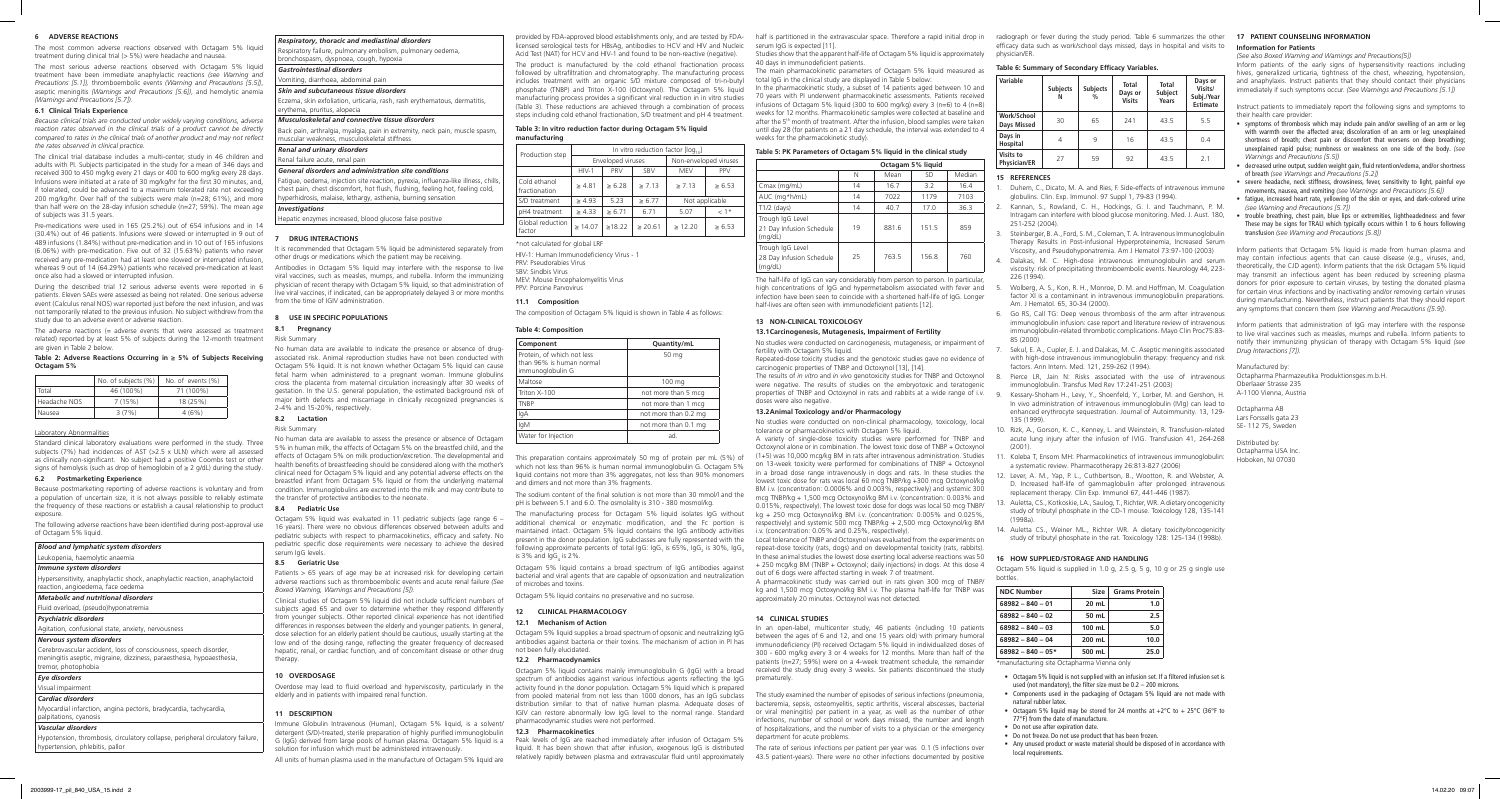## 6 ADVERSE REACTIONS

The most common adverse reactions observed with Octagam 5% liquid treatment during clinical trial (> 5%) were headache and nausea.

The most serious adverse reactions observed with Octagam 5% liquid treatment have been immediate anaphylactic reactions *(see Warning and Precautions [5.1])*, thromboembolic events *(Warning and Precautions [5.5])*, aseptic meningitis *(Warnings and Precautions [5.6])*, and hemolytic anemia *(Warnings and Precautions [5.7])*.

### 6.1 Clinical Trials Experience

*Because clinical trials are conducted under widely varying conditions, adverse reaction rates observed in the clinical trials of a product cannot be directly compared to rates in the clinical trials of another product and may not reflect the rates observed in clinical practice.*

The clinical trial database includes a multi-center, study in 46 children and adults with PI. Subjects participated in the study for a mean of 346 days and received 300 to 450 mg/kg every 21 days or 400 to 600 mg/kg every 28 days. Infusions were initiated at a rate of 30 mg/kg/hr for the first 30 minutes, and, if tolerated, could be advanced to a maximum tolerated rate not exceeding 200 mg/kg/hr. Over half of the subjects were male (n=28, 61%), and more than half were on the 28-day infusion schedule (n=27; 59%). The mean age of subjects was 31.5 years.

Pre-medications were used in 165 (25.2%) out of 654 infusions and in 14 (30.4%) out of 46 patients. Infusions were slowed or interrupted in 9 out of 489 infusions (1.84%) without pre-medication and in 10 out of 165 infusions (6.06%) with pre-medication. Five out of 32 (15.63%) patients who never received any pre-medication had at least one slowed or interrupted infusion, whereas 9 out of 14 (64.29%) patients who received pre-medication at least once also had a slowed or interrupted infusion.

During the described trial 12 serious adverse events were reported in 6 patients. Eleven SAEs were assessed as being not related. One serious adverse event (Calculus renal NOS) was reported just before the next infusion, and was not temporally related to the previous infusion. No subject withdrew from the study due to an adverse event or adverse reaction.

The adverse reactions (= adverse events that were assessed as treatment related) reported by at least 5% of subjects during the 12-month treatment are given in Table 2 below.

**Table 2: Adverse Reactions Occurring in ≥ 5% of Subjects Receiving Octagam 5%**

| | No. of subjects (%) | No. of events (%) |
|---|---|---|
| Total | 46 (100%) | 71 (100%) |
| Headache NOS | 7 (15%) | 18 (25%) |
| Nausea | 3 (7%) | 4 (6%) |

#### Laboratory Abnormalities

Standard clinical laboratory evaluations were performed in the study. Three subjects (7%) had incidences of AST (>2.5 x ULN) which were all assessed as clinically non-significant. No subject had a positive Coombs test or other signs of hemolysis (such as drop of hemoglobin of ≥ 2 g/dL) during the study.

### 6.2 Postmarketing Experience

Because postmarketing reporting of adverse reactions is voluntary and from a population of uncertain size, it is not always possible to reliably estimate the frequency of these reactions or establish a causal relationship to product exposure.

The following adverse reactions have been identified during post-approval use of Octagam 5% liquid.

| |
|---|
| ***Blood and lymphatic system disorders*** |
| Leukopenia, haemolytic anaemia |
| ***Immune system disorders*** |
| Hypersensitivity, anaphylactic shock, anaphylactic reaction, anaphylactoid reaction, angioedema, face oedema |
| ***Metabolic and nutritional disorders*** |
| Fluid overload, (pseudo)hyponatremia |
| ***Psychiatric disorders*** |
| Agitation, confusional state, anxiety, nervousness |
| ***Nervous system disorders*** |
| Cerebrovascular accident, loss of consciousness, speech disorder, meningitis aseptic, migraine, dizziness, paraesthesia, hypoaesthesia, tremor, photophobia |
| ***Eye disorders*** |
| Visual impairment |
| ***Cardiac disorders*** |
| Myocardial infarction, angina pectoris, bradycardia, tachycardia, palpitations, cyanosis |
| ***Vascular disorders*** |
| Hypotension, thrombosis, circulatory collapse, peripheral circulatory failure, hypertension, phlebitis, pallor |
| ***Respiratory, thoracic and mediastinal disorders*** |
| Respiratory failure, pulmonary embolism, pulmonary oedema, bronchospasm, dyspnoea, cough, hypoxia |
| ***Gastrointestinal disorders*** |
| Vomiting, diarrhoea, abdominal pain |
| ***Skin and subcutaneous tissue disorders*** |
| Eczema, skin exfoliation, urticaria, rash, rash erythematous, dermatitis, erythema, pruritus, alopecia |
| ***Musculoskeletal and connective tissue disorders*** |
| Back pain, arthralgia, myalgia, pain in extremity, neck pain, muscle spasm, muscular weakness, musculoskeletal stiffness |
| ***Renal and urinary disorders*** |
| Renal failure acute, renal pain |
| ***General disorders and administration site conditions*** |
| Fatigue, oedema, injection site reaction, pyrexia, influenza-like illness, chills, chest pain, chest discomfort, hot flush, flushing, feeling hot, feeling cold, hyperhidrosis, malaise, lethargy, asthenia, burning sensation |
| ***Investigations*** |
| Hepatic enzymes increased, blood glucose false positive |

## 7 DRUG INTERACTIONS

It is recommended that Octagam 5% liquid be administered separately from other drugs or medications which the patient may be receiving.

Antibodies in Octagam 5% liquid may interfere with the response to live viral vaccines, such as measles, mumps, and rubella. Inform the immunizing physician of recent therapy with Octagam 5% liquid, so that administration of live viral vaccines, if indicated, can be appropriately delayed 3 or more months from the time of IGIV administration.

## 8 USE IN SPECIFIC POPULATIONS

### 8.1 Pregnancy

Risk Summary

No human data are available to indicate the presence or absence of drug-associated risk. Animal reproduction studies have not been conducted with Octagam 5% liquid. It is not known whether Octagam 5% liquid can cause fetal harm when administered to a pregnant woman. Immune globulins cross the placenta from maternal circulation increasingly after 30 weeks of gestation. In the U.S. general population, the estimated background risk of major birth defects and miscarriage in clinically recognized pregnancies is 2-4% and 15-20%, respectively.

### 8.2 Lactation

Risk Summary

No human data are available to assess the presence or absence of Octagam 5% in human milk, the effects of Octagam 5% on the breastfed child, and the effects of Octagam 5% on milk production/excretion. The developmental and health benefits of breastfeeding should be considered along with the mother's clinical need for Octagam 5% liquid and any potential adverse effects on the breastfed infant from Octagam 5% liquid or from the underlying maternal condition. Immunoglobulins are excreted into the milk and may contribute to the transfer of protective antibodies to the neonate.

### 8.4 Pediatric Use

Octagam 5% liquid was evaluated in 11 pediatric subjects (age range 6 – 16 years). There were no obvious differences observed between adults and pediatric subjects with respect to pharmacokinetics, efficacy and safety. No pediatric specific dose requirements were necessary to achieve the desired serum IgG levels.

### 8.5 Geriatric Use

Patients > 65 years of age may be at increased risk for developing certain adverse reactions such as thromboembolic events and acute renal failure *(See Boxed Warning, Warnings and Precautions [5])*.

Clinical studies of Octagam 5% liquid did not include sufficient numbers of subjects aged 65 and over to determine whether they respond differently from younger subjects. Other reported clinical experience has not identified differences in responses between the elderly and younger patients. In general, dose selection for an elderly patient should be cautious, usually starting at the low end of the dosing range, reflecting the greater frequency of decreased hepatic, renal, or cardiac function, and of concomitant disease or other drug therapy.

## 10 OVERDOSAGE

Overdose may lead to fluid overload and hyperviscosity, particularly in the elderly and in patients with impaired renal function.

## 11 DESCRIPTION

Immune Globulin Intravenous (Human), Octagam 5% liquid, is a solvent/detergent (S/D)-treated, sterile preparation of highly purified immunoglobulin G (IgG) derived from large pools of human plasma. Octagam 5% liquid is a solution for infusion which must be administered intravenously.

All units of human plasma used in the manufacture of Octagam 5% liquid are provided by FDA-approved blood establishments only, and are tested by FDA-licensed serological tests for HBsAg, antibodies to HCV and HIV and Nucleic Acid Test (NAT) for HCV and HIV-1 and found to be non-reactive (negative).

The product is manufactured by the cold ethanol fractionation process followed by ultrafiltration and chromatography. The manufacturing process includes treatment with an organic S/D mixture composed of tri-n-butyl phosphate (TNBP) and Triton X-100 (Octoxynol). The Octagam 5% liquid manufacturing process provides a significant viral reduction in in vitro studies (Table 3). These reductions are achieved through a combination of process steps including cold ethanol fractionation, S/D treatment and pH 4 treatment.

**Table 3: In vitro reduction factor during Octagam 5% liquid manufacturing**

| Production step | In vitro reduction factor [$\log_{10}$] | | | | |
|---|---|---|---|---|---|
| | Enveloped viruses | | | Non-enveloped viruses | |
| | HIV-1 | PRV | SBV | MEV | PPV |
| Cold ethanol fractionation | ≥ 4.81 | ≥ 6.28 | ≥ 7.13 | ≥ 7.13 | ≥ 6.53 |
| S/D treatment | ≥ 4.93 | 5.23 | ≥ 6.77 | Not applicable | |
| pH4 treatment | ≥ 4.33 | ≥ 6.71 | 6.71 | 5.07 | < 1* |
| Global reduction factor | ≥ 14.07 | ≥18.22 | ≥ 20.61 | ≥ 12.20 | ≥ 6.53 |

*not calculated for global LRF

HIV-1: Human Immunodeficiency Virus - 1
PRV: Pseudorabies Virus
SBV: Sindbis Virus
MEV: Mouse Encephalomyelitis Virus
PPV: Porcine Parvovirus

### 11.1 Composition

The composition of Octagam 5% liquid is shown in Table 4 as follows:

**Table 4: Composition**

| Component | Quantity/mL |
|---|---|
| Protein, of which not less than 96% is human normal immunoglobulin G | 50 mg |
| Maltose | 100 mg |
| Triton X-100 | not more than 5 mcg |
| TNBP | not more than 1 mcg |
| IgA | not more than 0.2 mg |
| IgM | not more than 0.1 mg |
| Water for Injection | ad. |

This preparation contains approximately 50 mg of protein per mL (5%) of which not less than 96% is human normal immunoglobulin G. Octagam 5% liquid contains not more than 3% aggregates, not less than 90% monomers and dimers and not more than 3% fragments.

The sodium content of the final solution is not more than 30 mmol/l and the pH is between 5.1 and 6.0. The osmolality is 310 - 380 mosmol/kg.

The manufacturing process for Octagam 5% liquid isolates IgG without additional chemical or enzymatic modification, and the Fc portion is maintained intact. Octagam 5% liquid contains the IgG antibody activities present in the donor population. IgG subclasses are fully represented with the following approximate percents of total IgG: $IgG_1$ is 65%, $IgG_2$ is 30%, $IgG_3$ is 3% and $IgG_4$ is 2%.

Octagam 5% liquid contains a broad spectrum of IgG antibodies against bacterial and viral agents that are capable of opsonization and neutralization of microbes and toxins.

Octagam 5% liquid contains no preservative and no sucrose.

## 12 CLINICAL PHARMACOLOGY

### 12.1 Mechanism of Action

Octagam 5% liquid supplies a broad spectrum of opsonic and neutralizing IgG antibodies against bacteria or their toxins. The mechanism of action in PI has not been fully elucidated.

### 12.2 Pharmacodynamics

Octagam 5% liquid contains mainly immunoglobulin G (IgG) with a broad spectrum of antibodies against various infectious agents reflecting the IgG activity found in the donor population. Octagam 5% liquid which is prepared from pooled material from not less than 1000 donors, has an IgG subclass distribution similar to that of native human plasma. Adequate doses of IGIV can restore abnormally low IgG level to the normal range. Standard pharmacodynamic studies were not performed.

### 12.3 Pharmacokinetics

Peak levels of IgG are reached immediately after infusion of Octagam 5% liquid. It has been shown that after infusion, exogenous IgG is distributed relatively rapidly between plasma and extravascular fluid until approximately half is partitioned in the extravascular space. Therefore a rapid initial drop in serum IgG is expected [11].

Studies show that the apparent half-life of Octagam 5% liquid is approximately 40 days in immunodeficient patients.

The main pharmacokinetic parameters of Octagam 5% liquid measured as total IgG in the clinical study are displayed in Table 5 below:

In the pharmacokinetic study, a subset of 14 patients aged between 10 and 70 years with PI underwent pharmacokinetic assessments. Patients received infusions of Octagam 5% liquid (300 to 600 mg/kg) every 3 (n=6) to 4 (n=8) weeks for 12 months. Pharmacokinetic samples were collected at baseline and after the 5th month of treatment. After the infusion, blood samples were taken until day 28 (for patients on a 21 day schedule, the interval was extended to 4 weeks for the pharmacokinetic study).

**Table 5: PK Parameters of Octagam 5% liquid in the clinical study**

| | Octagam 5% liquid | | | |
|---|---|---|---|---|
| | N | Mean | SD | Median |
| Cmax (mg/mL) | 14 | 16.7 | 3.2 | 16.4 |
| AUC (mg*h/mL) | 14 | 7022 | 1179 | 7103 |
| T1/2 (days) | 14 | 40.7 | 17.0 | 36.3 |
| Trough IgG Level 21 Day Infusion Schedule (mg/dL) | 19 | 881.6 | 151.5 | 859 |
| Trough IgG Level 28 Day Infusion Schedule (mg/dL) | 25 | 763.5 | 156.8 | 760 |

The half-life of IgG can vary considerably from person to person. In particular, high concentrations of IgG and hypermetabolism associated with fever and infection have been seen to coincide with a shortened half-life of IgG. Longer half-lives are often seen with immunodeficient patients [12].

## 13 NON-CLINICAL TOXICOLOGY

### 13.1 Carcinogenesis, Mutagenesis, Impairment of Fertility

No studies were conducted on carcinogenesis, mutagenesis, or impairment of fertility with Octagam 5% liquid.

Repeated-dose toxicity studies and the genotoxic studies gave no evidence of carcinogenic properties of TNBP and Octoxynol [13], [14].

The results of in vitro and in vivo genotoxicity studies for TNBP and Octoxynol were negative. The results of studies on the embryotoxic and teratogenic properties of TNBP and Octoxynol in rats and rabbits at a wide range of i.v. doses were also negative.

### 13.2 Animal Toxicology and/or Pharmacology

No studies were conducted on non-clinical pharmacology, toxicology, local tolerance or pharmacokinetics with Octagam 5% liquid.

A variety of single-dose toxicity studies were performed for TNBP and Octoxynol alone or in combination. The lowest toxic dose of TNBP + Octoxynol (1+5) was 10,000 mcg/kg BM in rats after intravenous administration. Studies on 13-week toxicity were performed for combinations of TNBP + Octoxynol in a broad dose range intravenously in dogs and rats. In these studies the lowest toxic dose for rats was local 60 mcg TNBP/kg +300 mcg Octoxynol/kg BM i.v. (concentration: 0.006% and 0.003%, respectively) and systemic 300 mcg TNBP/kg + 1,500 mcg Octoxynol/kg BM i.v. (concentration: 0.003% and 0.015%, respectively). The lowest toxic dose for dogs was local 50 mcg TNBP/kg + 250 mcg Octoxynol/kg BM i.v. (concentration: 0.005% and 0.025%, respectively) and systemic 500 mcg TNBP/kg + 2,500 mcg Octoxynol/kg BM i.v. (concentration: 0.05% and 0.25%, respectively).

Local tolerance of TNBP and Octoxynol was evaluated from the experiments on repeat-dose toxicity (rats, dogs) and on developmental toxicity (rats, rabbits). In these animal studies the lowest dose exerting local adverse reactions was 50 + 250 mcg/kg BM (TNBP + Octoxynol; daily injections) in dogs. At this dose 4 out of 6 dogs were affected starting in week 7 of treatment.

A pharmacokinetic study was carried out in rats given 300 mcg of TNBP/kg and 1,500 mcg Octoxynol/kg BM i.v. The plasma half-life for TNBP was approximately 20 minutes. Octoxynol was not detected.

## 14 CLINICAL STUDIES

In an open-label, multicenter study, 46 patients (including 10 patients between the ages of 6 and 12, and one 15 years old) with primary humoral immunodeficiency (PI) received Octagam 5% liquid in individualized doses of 300 – 600 mg/kg every 3 or 4 weeks for 12 months. More than half of the patients (n=27; 59%) were on a 4-week treatment schedule, the remainder received the study drug every 3 weeks. Six patients discontinued the study prematurely.

The study examined the number of episodes of serious infections (pneumonia, bacteremia, sepsis, osteomyelitis, septic arthritis, visceral abscesses, bacterial or viral meningitis) per patient in a year, as well as the number of other infections, number of school or work days missed, the number and length of hospitalizations, and the number of visits to a physician or the emergency department for acute problems.

The rate of serious infections per patient per year was 0.1 (5 infections over 43.5 patient-years). There were no other infections documented by positive radiograph or fever during the study period. Table 6 summarizes the other efficacy data such as work/school days missed, days in hospital and visits to physician/ER.

**Table 6: Summary of Secondary Efficacy Variables.**

| Variable | Subjects N | Subjects % | Total Days or Visits | Total Subject Years | Days or Visits/ Subj./Year Estimate |
|---|---|---|---|---|---|
| Work/School Days Missed | 30 | 65 | 241 | 43.5 | 5.5 |
| Days in Hospital | 4 | 9 | 16 | 43.5 | 0.4 |
| Visits to Physician/ER | 27 | 59 | 92 | 43.5 | 2.1 |

## 15 REFERENCES

1. Duhem, C., Dicato, M. A. and Ries, F. Side-effects of intravenous immune globulins. Clin. Exp. Immunol. 97 Suppl 1, 79-83 (1994).
2. Kannan, S., Rowland, C. H., Hockings, G. I. and Tauchmann, P. M. Intragam can interfere with blood glucose monitoring. Med. J. Aust. 180, 251-252 (2004).
3. Steinberger, B. A., Ford, S. M., Coleman, T. A. Intravenous Immunoglobulin Therapy Results in Post-infusional Hyperproteinemia, Increased Serum Viscosity, and Pseudohyponatremia. Am J Hematol 73:97-100 (2003)
4. Dalakas, M. C. High-dose intravenous immunoglobulin and serum viscosity: risk of precipitating thromboembolic events. Neurology 44, 223-226 (1994).
5. Wolberg, A. S., Kon, R. H., Monroe, D. M. and Hoffman, M. Coagulation factor XI is a contaminant in intravenous immunoglobulin preparations. Am. J Hematol. 65, 30-34 (2000).
6. Go RS, Call TG: Deep venous thrombosis of the arm after intravenous immunoglobulin infusion: case report and literature review of intravenous immunoglobulin-related thrombotic complications. Mayo Clin Proc75:83-85 (2000)
7. Sekul, E. A., Cupler, E. J. and Dalakas, M. C. Aseptic meningitis associated with high-dose intravenous immunoglobulin therapy: frequency and risk factors. Ann. Intern. Med. 121, 259-262 (1994).
8. Pierce LR, Jain N: Risks associated with the use of intravenous immunoglobulin. Transfus Med Rev 17:241-251 (2003)
9. Kessary-Shoham H., Levy, Y., Shoenfeld, Y., Lorber, M. and Gershon, H. In vivo administration of intravenous immunoglobulin (IVIg) can lead to enhanced erythrocyte sequestration. Journal of Autoimmunity. 13, 129-135 (1999).
10. Rizk, A., Gorson, K. C., Kenney, L. and Weinstein, R. Transfusion-related acute lung injury after the infusion of IVIG. Transfusion 41, 264-268 (2001).
11. Koleba T, Ensom MH. Pharmacokinetics of intravenous immunoglobulin: a systematic review. Pharmacotherapy 26:813-827 (2006)
12. Lever, A. M., Yap, P. L., Cuthbertson, B., Wootton, R. and Webster, A. D. Increased half-life of gammaglobulin after prolonged intravenous replacement therapy. Clin Exp. Immunol 67, 441-446 (1987).
13. Auletta, CS., Kotkoskie, LA., Saulog, T., Richter, WR. A dietary oncogenicity study of tributyl phosphate in the CD-1 mouse. Toxicology 128, 135-141 (1998a).
14. Auletta CS., Weiner ML., Richter WR. A dietary toxicity/oncogenicity study of tributyl phosphate in the rat. Toxicology 128: 125-134 (1998b).

## 16 HOW SUPPLIED/STORAGE AND HANDLING

Octagam 5% liquid is supplied in 1.0 g, 2.5 g, 5 g, 10 g or 25 g single use bottles.

| NDC Number | Size | Grams Protein |
|---|---|---|
| 68982 – 840 – 01 | 20 mL | 1.0 |
| 68982 – 840 – 02 | 50 mL | 2.5 |
| 68982 – 840 – 03 | 100 mL | 5.0 |
| 68982 – 840 – 04 | 200 mL | 10.0 |
| 68982 – 840 – 05* | 500 mL | 25.0 |

*manufacturing site Octapharma Vienna only

- Octagam 5% liquid is not supplied with an infusion set. If a filtered infusion set is used (not mandatory), the filter size must be 0.2 – 200 microns.
- Components used in the packaging of Octagam 5% liquid are not made with natural rubber latex.
- Octagam 5% liquid may be stored for 24 months at +2°C to + 25°C (36°F to 77°F) from the date of manufacture.
- Do not use after expiration date.
- Do not freeze. Do not use product that has been frozen.
- Any unused product or waste material should be disposed of in accordance with local requirements.

## 17 PATIENT COUNSELING INFORMATION

### Information for Patients

*(See also Boxed Warning and Warnings and Precautions[5])*

Inform patients of the early signs of hypersensitivity reactions including hives, generalized urticaria, tightness of the chest, wheezing, hypotension, and anaphylaxis. Instruct patients that they should contact their physicians immediately if such symptoms occur. *(See Warnings and Precautions [5.1])*

Instruct patients to immediately report the following signs and symptoms to their health care provider:

- symptoms of thrombosis which may include pain and/or swelling of an arm or leg with warmth over the affected area; discoloration of an arm or leg; unexplained shortness of breath; chest pain or discomfort that worsens on deep breathing; unexplained rapid pulse; numbness or weakness on one side of the body. *(see Warnings and Precautions [5.5])*
- decreased urine output, sudden weight gain, fluid retention/edema, and/or shortness of breath *(see Warnings and Precautions [5.2])*
- severe headache, neck stiffness, drowsiness, fever, sensitivity to light, painful eye movements, nausea, and vomiting *(see Warnings and Precautions [5.6])*
- fatigue, increased heart rate, yellowing of the skin or eyes, and dark-colored urine *(see Warning and Precautions [5.7])*
- trouble breathing, chest pain, blue lips or extremities, lightheadedness and fever. These may be signs for TRALI which typically occurs within 1 to 6 hours following transfusion *(see Warning and Precautions [5.8])*

Inform patients that Octagam 5% liquid is made from human plasma and may contain infectious agents that can cause disease (e.g., viruses, and, theoretically, the CJD agent). Inform patients that the risk Octagam 5% liquid may transmit an infectious agent has been reduced by screening plasma donors for prior exposure to certain viruses, by testing the donated plasma for certain virus infections and by inactivating and/or removing certain viruses during manufacturing. Nevertheless, instruct patients that they should report any symptoms that concern them *(see Warning and Precautions [5.9])*.

Inform patients that administration of IgG may interfere with the response to live viral vaccines such as measles, mumps and rubella. Inform patients to notify their immunizing physician of therapy with Octagam 5% liquid *(see Drug Interactions [7])*.

Manufactured by:
Octapharma Pharmazeutika Produktionsges.m.b.H.
Oberlaaer Strasse 235
A-1100 Vienna, Austria

Octapharma AB
Lars Forssells gata 23
SE- 112 75, Sweden

Distributed by:
Octapharma USA Inc.
Hoboken, NJ 07030